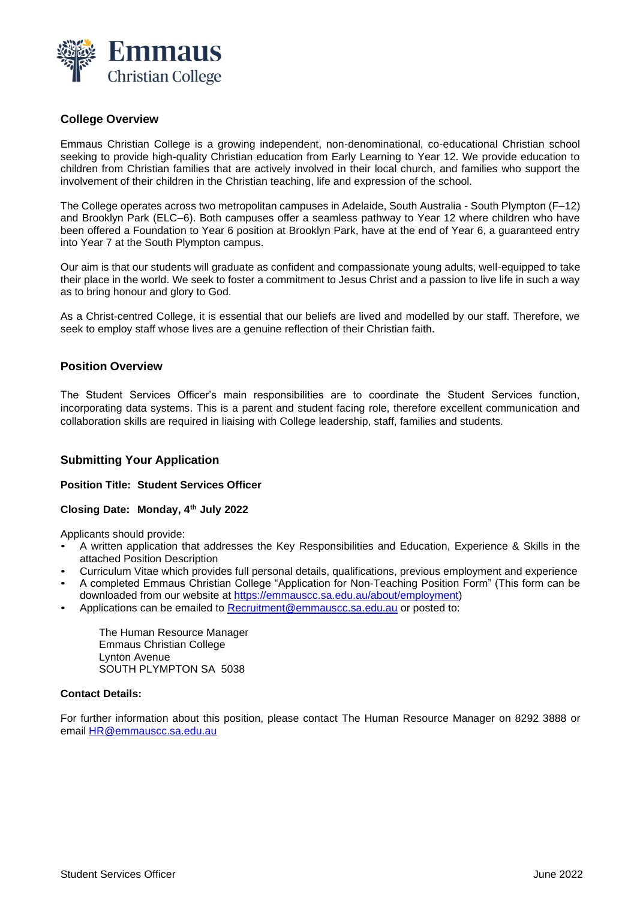**Emmaus**
Christian College

## College Overview

Emmaus Christian College is a growing independent, non-denominational, co-educational Christian school seeking to provide high-quality Christian education from Early Learning to Year 12. We provide education to children from Christian families that are actively involved in their local church, and families who support the involvement of their children in the Christian teaching, life and expression of the school.

The College operates across two metropolitan campuses in Adelaide, South Australia - South Plympton (F–12) and Brooklyn Park (ELC–6). Both campuses offer a seamless pathway to Year 12 where children who have been offered a Foundation to Year 6 position at Brooklyn Park, have at the end of Year 6, a guaranteed entry into Year 7 at the South Plympton campus.

Our aim is that our students will graduate as confident and compassionate young adults, well-equipped to take their place in the world. We seek to foster a commitment to Jesus Christ and a passion to live life in such a way as to bring honour and glory to God.

As a Christ-centred College, it is essential that our beliefs are lived and modelled by our staff. Therefore, we seek to employ staff whose lives are a genuine reflection of their Christian faith.

## Position Overview

The Student Services Officer's main responsibilities are to coordinate the Student Services function, incorporating data systems. This is a parent and student facing role, therefore excellent communication and collaboration skills are required in liaising with College leadership, staff, families and students.

## Submitting Your Application

**Position Title: Student Services Officer**

**Closing Date: Monday, 4th July 2022**

Applicants should provide:

- A written application that addresses the Key Responsibilities and Education, Experience & Skills in the attached Position Description
- Curriculum Vitae which provides full personal details, qualifications, previous employment and experience
- A completed Emmaus Christian College "Application for Non-Teaching Position Form" (This form can be downloaded from our website at https://emmauscc.sa.edu.au/about/employment)
- Applications can be emailed to Recruitment@emmauscc.sa.edu.au or posted to:

  The Human Resource Manager
  Emmaus Christian College
  Lynton Avenue
  SOUTH PLYMPTON SA 5038

**Contact Details:**

For further information about this position, please contact The Human Resource Manager on 8292 3888 or email HR@emmauscc.sa.edu.au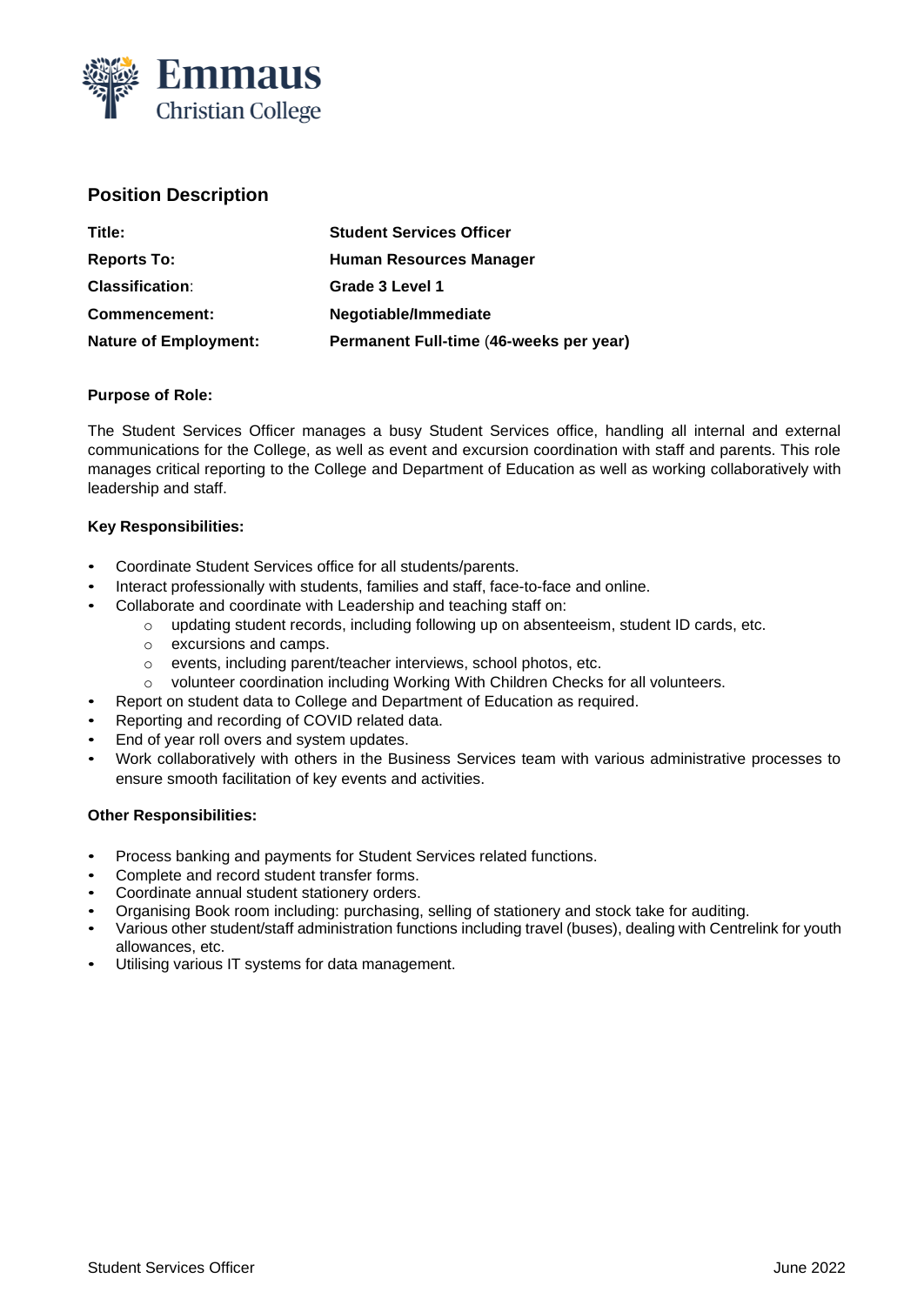Emmaus
Christian College

## Position Description

| | |
|---|---|
| **Title:** | **Student Services Officer** |
| **Reports To:** | **Human Resources Manager** |
| **Classification:** | **Grade 3 Level 1** |
| **Commencement:** | **Negotiable/Immediate** |
| **Nature of Employment:** | **Permanent Full-time (46-weeks per year)** |

**Purpose of Role:**

The Student Services Officer manages a busy Student Services office, handling all internal and external communications for the College, as well as event and excursion coordination with staff and parents. This role manages critical reporting to the College and Department of Education as well as working collaboratively with leadership and staff.

**Key Responsibilities:**

- Coordinate Student Services office for all students/parents.
- Interact professionally with students, families and staff, face-to-face and online.
- Collaborate and coordinate with Leadership and teaching staff on:
  - updating student records, including following up on absenteeism, student ID cards, etc.
  - excursions and camps.
  - events, including parent/teacher interviews, school photos, etc.
  - volunteer coordination including Working With Children Checks for all volunteers.
- Report on student data to College and Department of Education as required.
- Reporting and recording of COVID related data.
- End of year roll overs and system updates.
- Work collaboratively with others in the Business Services team with various administrative processes to ensure smooth facilitation of key events and activities.

**Other Responsibilities:**

- Process banking and payments for Student Services related functions.
- Complete and record student transfer forms.
- Coordinate annual student stationery orders.
- Organising Book room including: purchasing, selling of stationery and stock take for auditing.
- Various other student/staff administration functions including travel (buses), dealing with Centrelink for youth allowances, etc.
- Utilising various IT systems for data management.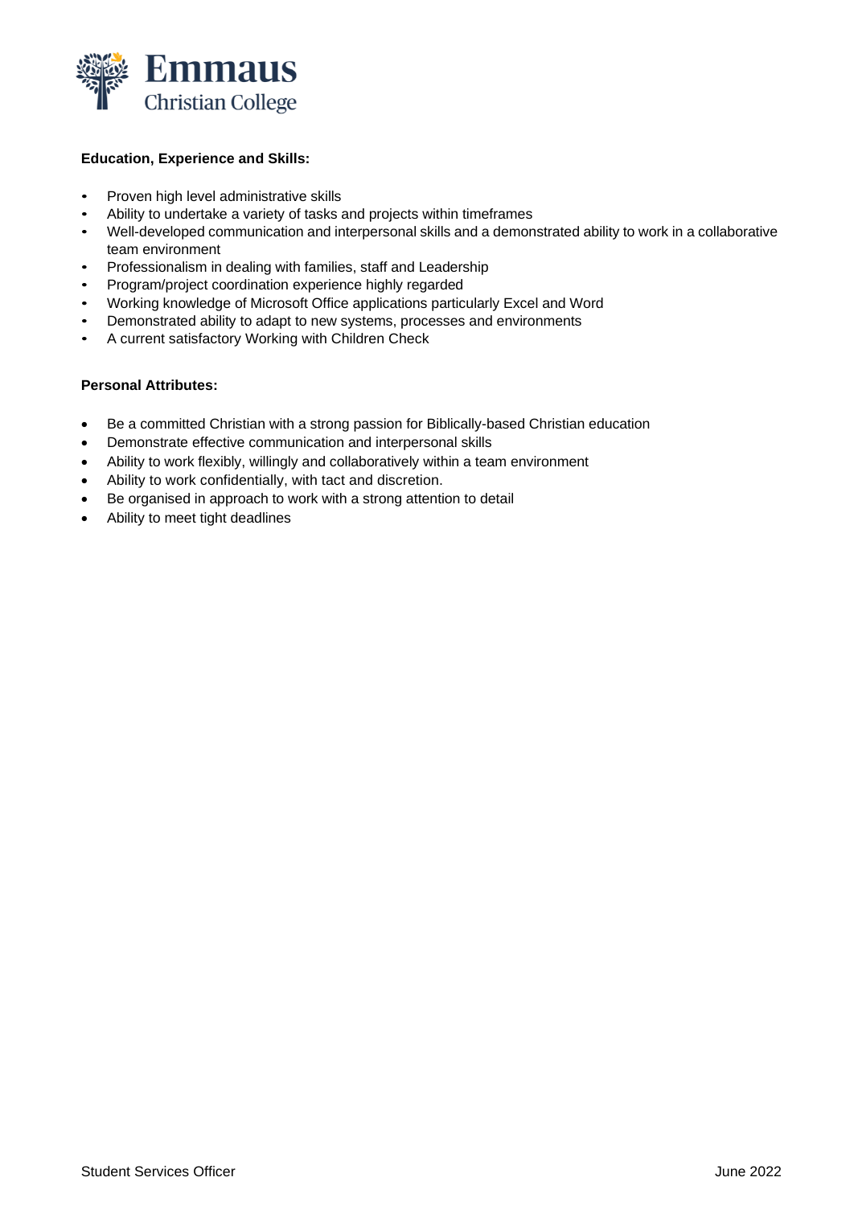**Education, Experience and Skills:**

- Proven high level administrative skills
- Ability to undertake a variety of tasks and projects within timeframes
- Well-developed communication and interpersonal skills and a demonstrated ability to work in a collaborative team environment
- Professionalism in dealing with families, staff and Leadership
- Program/project coordination experience highly regarded
- Working knowledge of Microsoft Office applications particularly Excel and Word
- Demonstrated ability to adapt to new systems, processes and environments
- A current satisfactory Working with Children Check

**Personal Attributes:**

- Be a committed Christian with a strong passion for Biblically-based Christian education
- Demonstrate effective communication and interpersonal skills
- Ability to work flexibly, willingly and collaboratively within a team environment
- Ability to work confidentially, with tact and discretion.
- Be organised in approach to work with a strong attention to detail
- Ability to meet tight deadlines